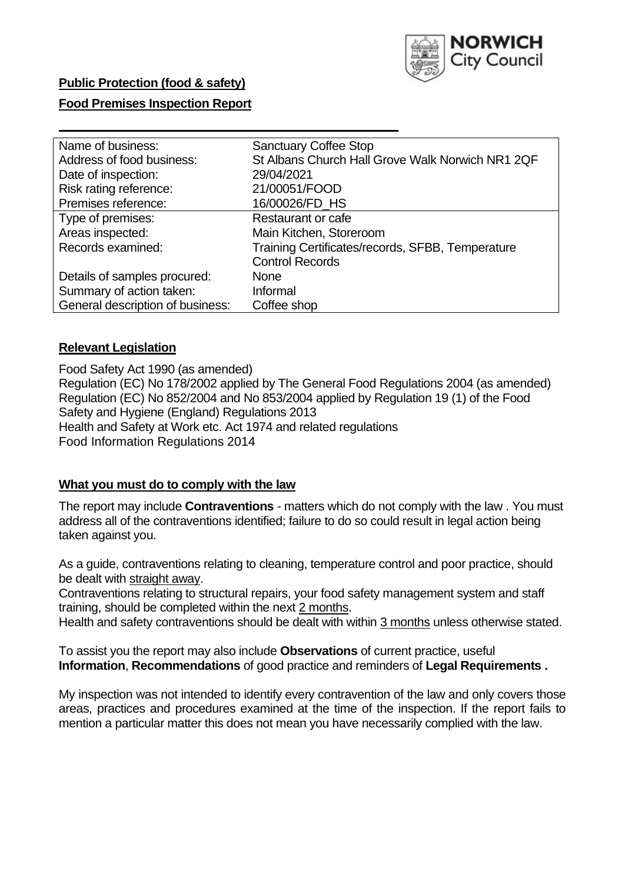**Public Protection (food & safety)**

**Food Premises Inspection Report**

| | |
|---|---|
| Name of business: | Sanctuary Coffee Stop |
| Address of food business: | St Albans Church Hall Grove Walk Norwich NR1 2QF |
| Date of inspection: | 29/04/2021 |
| Risk rating reference: | 21/00051/FOOD |
| Premises reference: | 16/00026/FD_HS |
| Type of premises: | Restaurant or cafe |
| Areas inspected: | Main Kitchen, Storeroom |
| Records examined: | Training Certificates/records, SFBB, Temperature Control Records |
| Details of samples procured: | None |
| Summary of action taken: | Informal |
| General description of business: | Coffee shop |

## Relevant Legislation

Food Safety Act 1990 (as amended)
Regulation (EC) No 178/2002 applied by The General Food Regulations 2004 (as amended)
Regulation (EC) No 852/2004 and No 853/2004 applied by Regulation 19 (1) of the Food Safety and Hygiene (England) Regulations 2013
Health and Safety at Work etc. Act 1974 and related regulations
Food Information Regulations 2014

## What you must do to comply with the law

The report may include **Contraventions** - matters which do not comply with the law . You must address all of the contraventions identified; failure to do so could result in legal action being taken against you.

As a guide, contraventions relating to cleaning, temperature control and poor practice, should be dealt with straight away.

Contraventions relating to structural repairs, your food safety management system and staff training, should be completed within the next 2 months.

Health and safety contraventions should be dealt with within 3 months unless otherwise stated.

To assist you the report may also include **Observations** of current practice, useful **Information**, **Recommendations** of good practice and reminders of **Legal Requirements .**

My inspection was not intended to identify every contravention of the law and only covers those areas, practices and procedures examined at the time of the inspection. If the report fails to mention a particular matter this does not mean you have necessarily complied with the law.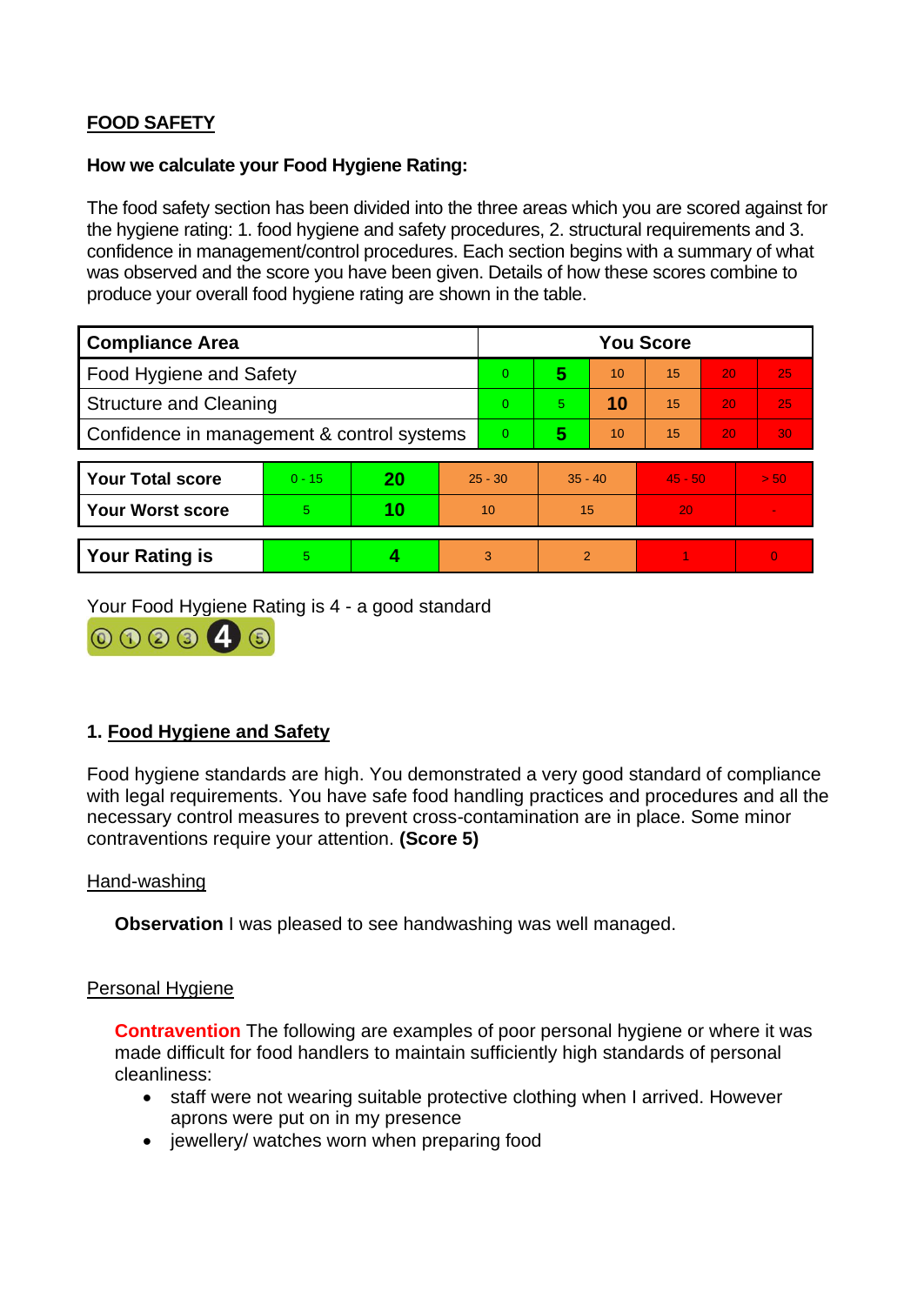## FOOD SAFETY

**How we calculate your Food Hygiene Rating:**

The food safety section has been divided into the three areas which you are scored against for the hygiene rating: 1. food hygiene and safety procedures, 2. structural requirements and 3. confidence in management/control procedures. Each section begins with a summary of what was observed and the score you have been given. Details of how these scores combine to produce your overall food hygiene rating are shown in the table.

| Compliance Area | You Score | | | | | |
|---|---|---|---|---|---|---|
| Food Hygiene and Safety | 0 | **5** | 10 | 15 | 20 | 25 |
| Structure and Cleaning | 0 | 5 | **10** | 15 | 20 | 25 |
| Confidence in management & control systems | 0 | **5** | 10 | 15 | 20 | 30 |

| | | | | | | |
|---|---|---|---|---|---|---|
| **Your Total score** | 0 - 15 | **20** | 25 - 30 | 35 - 40 | 45 - 50 | > 50 |
| **Your Worst score** | 5 | **10** | 10 | 15 | 20 | - |

| | | | | | | |
|---|---|---|---|---|---|---|
| **Your Rating is** | 5 | **4** | 3 | 2 | 1 | 0 |

Your Food Hygiene Rating is 4 - a good standard

### 1. Food Hygiene and Safety

Food hygiene standards are high. You demonstrated a very good standard of compliance with legal requirements. You have safe food handling practices and procedures and all the necessary control measures to prevent cross-contamination are in place. Some minor contraventions require your attention. **(Score 5)**

Hand-washing

**Observation** I was pleased to see handwashing was well managed.

Personal Hygiene

**Contravention** The following are examples of poor personal hygiene or where it was made difficult for food handlers to maintain sufficiently high standards of personal cleanliness:

- staff were not wearing suitable protective clothing when I arrived. However aprons were put on in my presence
- jewellery/ watches worn when preparing food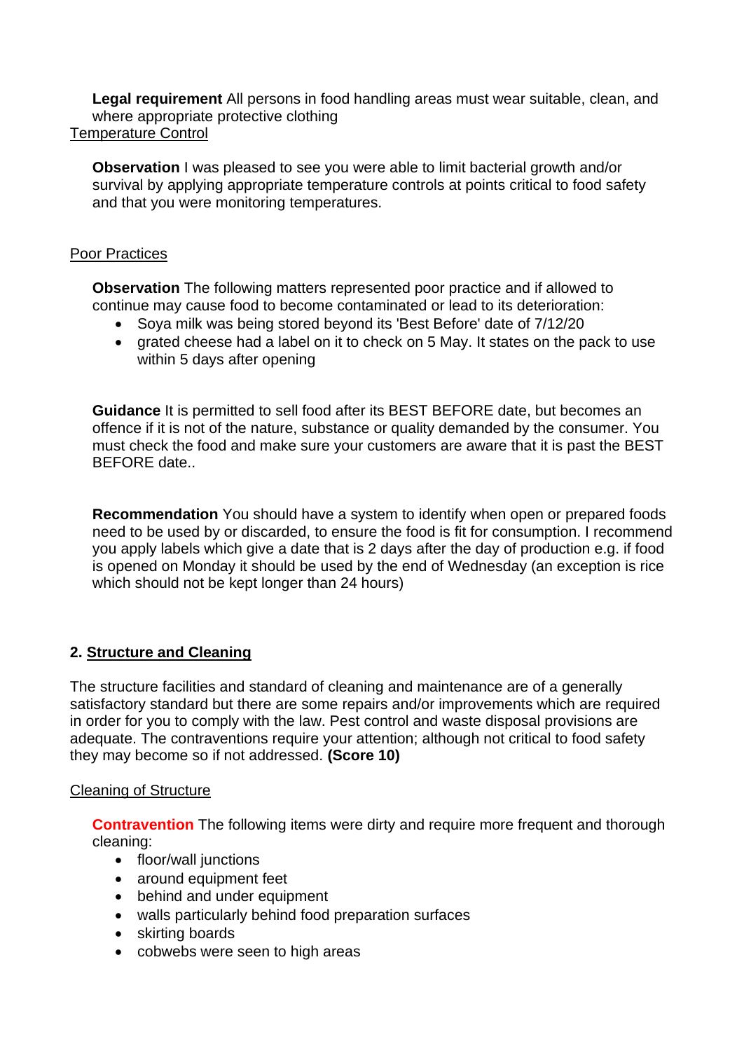**Legal requirement** All persons in food handling areas must wear suitable, clean, and where appropriate protective clothing

Temperature Control

**Observation** I was pleased to see you were able to limit bacterial growth and/or survival by applying appropriate temperature controls at points critical to food safety and that you were monitoring temperatures.

Poor Practices

**Observation** The following matters represented poor practice and if allowed to continue may cause food to become contaminated or lead to its deterioration:

- Soya milk was being stored beyond its 'Best Before' date of 7/12/20
- grated cheese had a label on it to check on 5 May. It states on the pack to use within 5 days after opening

**Guidance** It is permitted to sell food after its BEST BEFORE date, but becomes an offence if it is not of the nature, substance or quality demanded by the consumer. You must check the food and make sure your customers are aware that it is past the BEST BEFORE date..

**Recommendation** You should have a system to identify when open or prepared foods need to be used by or discarded, to ensure the food is fit for consumption. I recommend you apply labels which give a date that is 2 days after the day of production e.g. if food is opened on Monday it should be used by the end of Wednesday (an exception is rice which should not be kept longer than 24 hours)

## 2. Structure and Cleaning

The structure facilities and standard of cleaning and maintenance are of a generally satisfactory standard but there are some repairs and/or improvements which are required in order for you to comply with the law. Pest control and waste disposal provisions are adequate. The contraventions require your attention; although not critical to food safety they may become so if not addressed. **(Score 10)**

Cleaning of Structure

**Contravention** The following items were dirty and require more frequent and thorough cleaning:

- floor/wall junctions
- around equipment feet
- behind and under equipment
- walls particularly behind food preparation surfaces
- skirting boards
- cobwebs were seen to high areas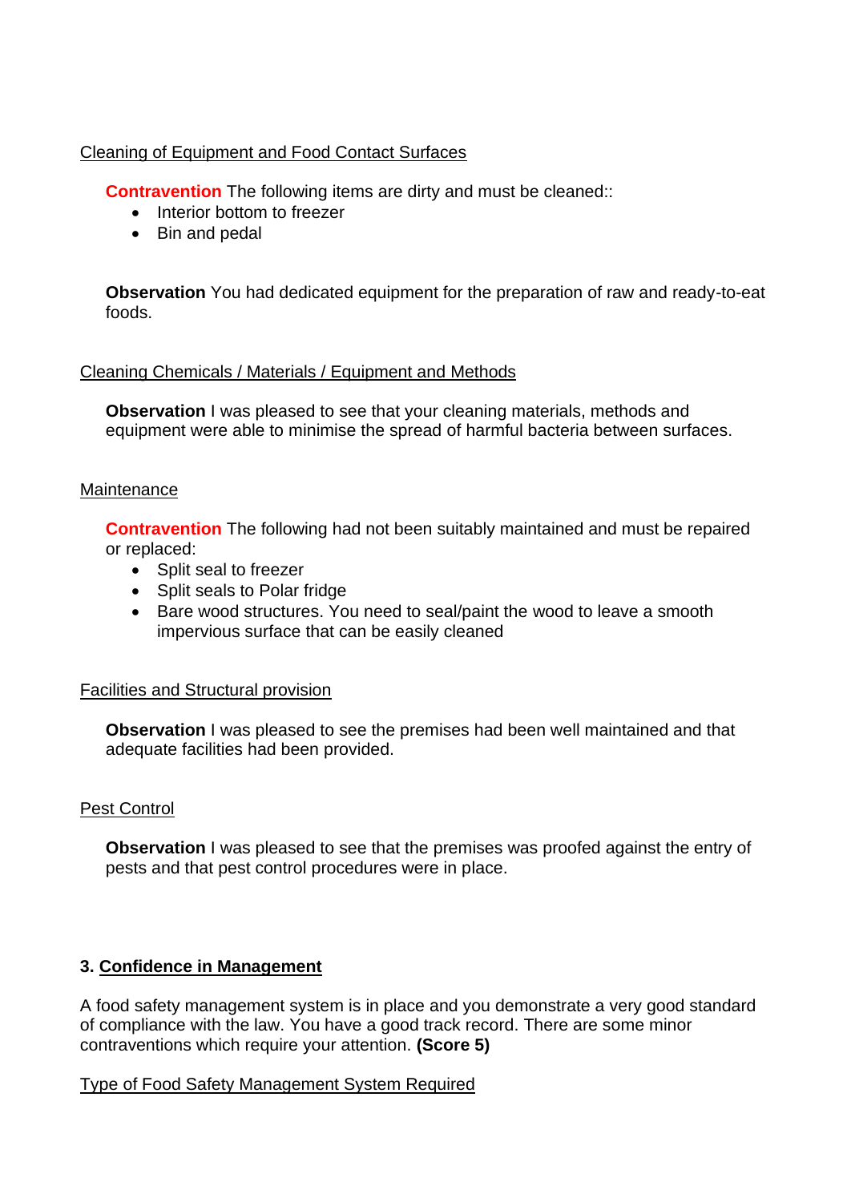Cleaning of Equipment and Food Contact Surfaces

**Contravention** The following items are dirty and must be cleaned::

- Interior bottom to freezer
- Bin and pedal

**Observation** You had dedicated equipment for the preparation of raw and ready-to-eat foods.

Cleaning Chemicals / Materials / Equipment and Methods

**Observation** I was pleased to see that your cleaning materials, methods and equipment were able to minimise the spread of harmful bacteria between surfaces.

Maintenance

**Contravention** The following had not been suitably maintained and must be repaired or replaced:

- Split seal to freezer
- Split seals to Polar fridge
- Bare wood structures. You need to seal/paint the wood to leave a smooth impervious surface that can be easily cleaned

Facilities and Structural provision

**Observation** I was pleased to see the premises had been well maintained and that adequate facilities had been provided.

Pest Control

**Observation** I was pleased to see that the premises was proofed against the entry of pests and that pest control procedures were in place.

## 3. Confidence in Management

A food safety management system is in place and you demonstrate a very good standard of compliance with the law. You have a good track record. There are some minor contraventions which require your attention. **(Score 5)**

Type of Food Safety Management System Required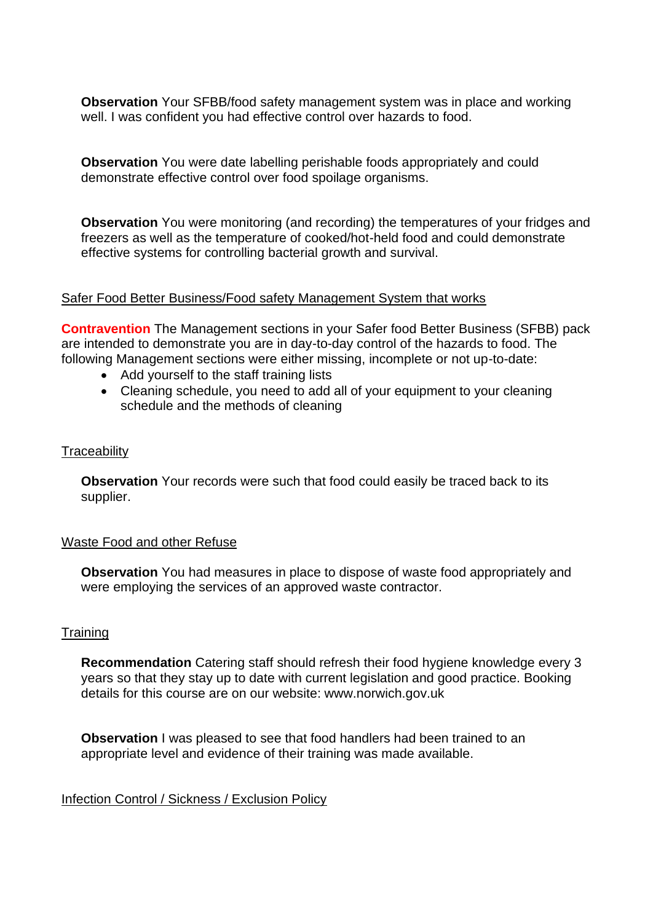**Observation** Your SFBB/food safety management system was in place and working well. I was confident you had effective control over hazards to food.

**Observation** You were date labelling perishable foods appropriately and could demonstrate effective control over food spoilage organisms.

**Observation** You were monitoring (and recording) the temperatures of your fridges and freezers as well as the temperature of cooked/hot-held food and could demonstrate effective systems for controlling bacterial growth and survival.

<u>Safer Food Better Business/Food safety Management System that works</u>

**Contravention** The Management sections in your Safer food Better Business (SFBB) pack are intended to demonstrate you are in day-to-day control of the hazards to food. The following Management sections were either missing, incomplete or not up-to-date:

- Add yourself to the staff training lists
- Cleaning schedule, you need to add all of your equipment to your cleaning schedule and the methods of cleaning

<u>Traceability</u>

**Observation** Your records were such that food could easily be traced back to its supplier.

<u>Waste Food and other Refuse</u>

**Observation** You had measures in place to dispose of waste food appropriately and were employing the services of an approved waste contractor.

<u>Training</u>

**Recommendation** Catering staff should refresh their food hygiene knowledge every 3 years so that they stay up to date with current legislation and good practice. Booking details for this course are on our website: www.norwich.gov.uk

**Observation** I was pleased to see that food handlers had been trained to an appropriate level and evidence of their training was made available.

<u>Infection Control / Sickness / Exclusion Policy</u>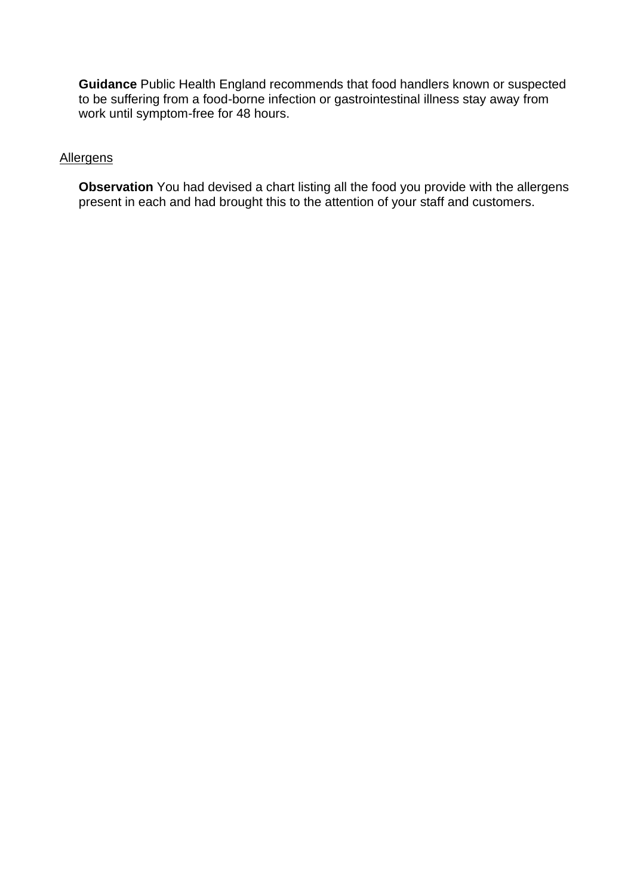**Guidance** Public Health England recommends that food handlers known or suspected to be suffering from a food-borne infection or gastrointestinal illness stay away from work until symptom-free for 48 hours.

Allergens

**Observation** You had devised a chart listing all the food you provide with the allergens present in each and had brought this to the attention of your staff and customers.